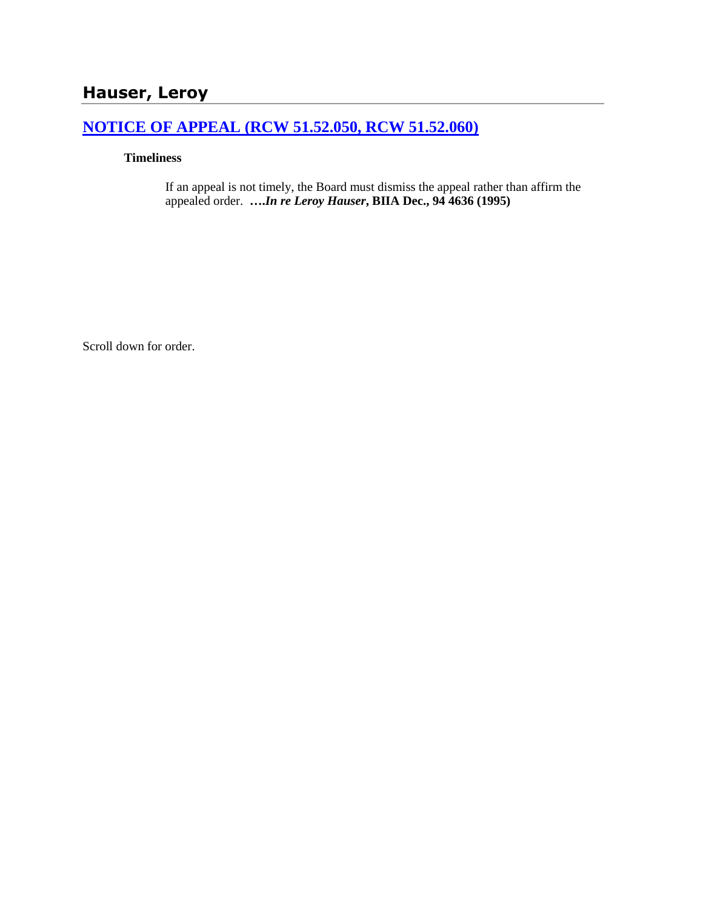## Hauser, Leroy

### [NOTICE OF APPEAL (RCW 51.52.050, RCW 51.52.060)]()

**Timeliness**

If an appeal is not timely, the Board must dismiss the appeal rather than affirm the appealed order. **….*In re Leroy Hauser*, BIIA Dec., 94 4636 (1995)**

Scroll down for order.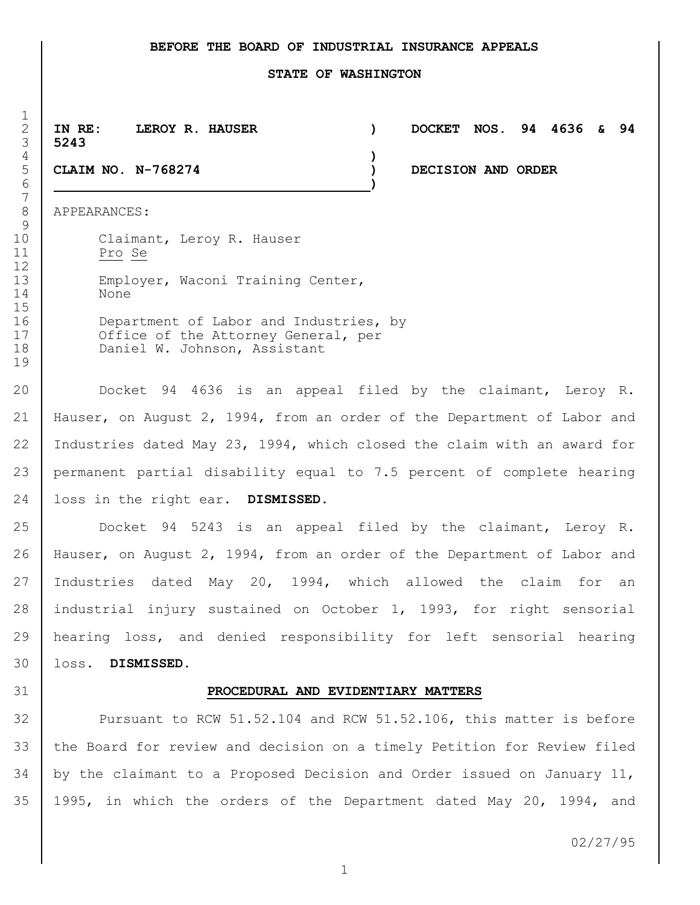**BEFORE THE BOARD OF INDUSTRIAL INSURANCE APPEALS**

**STATE OF WASHINGTON**

| | | |
|---|---|---|
| **IN RE: LEROY R. HAUSER** | ) | **DOCKET NOS. 94 4636 & 94 5243** |
| | ) | |
| **CLAIM NO. N-768274** | ) | **DECISION AND ORDER** |
| | ) | |

APPEARANCES:

Claimant, Leroy R. Hauser
Pro Se

Employer, Waconi Training Center,
None

Department of Labor and Industries, by
Office of the Attorney General, per
Daniel W. Johnson, Assistant

Docket 94 4636 is an appeal filed by the claimant, Leroy R. Hauser, on August 2, 1994, from an order of the Department of Labor and Industries dated May 23, 1994, which closed the claim with an award for permanent partial disability equal to 7.5 percent of complete hearing loss in the right ear. **DISMISSED.**

Docket 94 5243 is an appeal filed by the claimant, Leroy R. Hauser, on August 2, 1994, from an order of the Department of Labor and Industries dated May 20, 1994, which allowed the claim for an industrial injury sustained on October 1, 1993, for right sensorial hearing loss, and denied responsibility for left sensorial hearing loss. **DISMISSED.**

## PROCEDURAL AND EVIDENTIARY MATTERS

Pursuant to RCW 51.52.104 and RCW 51.52.106, this matter is before the Board for review and decision on a timely Petition for Review filed by the claimant to a Proposed Decision and Order issued on January 11, 1995, in which the orders of the Department dated May 20, 1994, and

02/27/95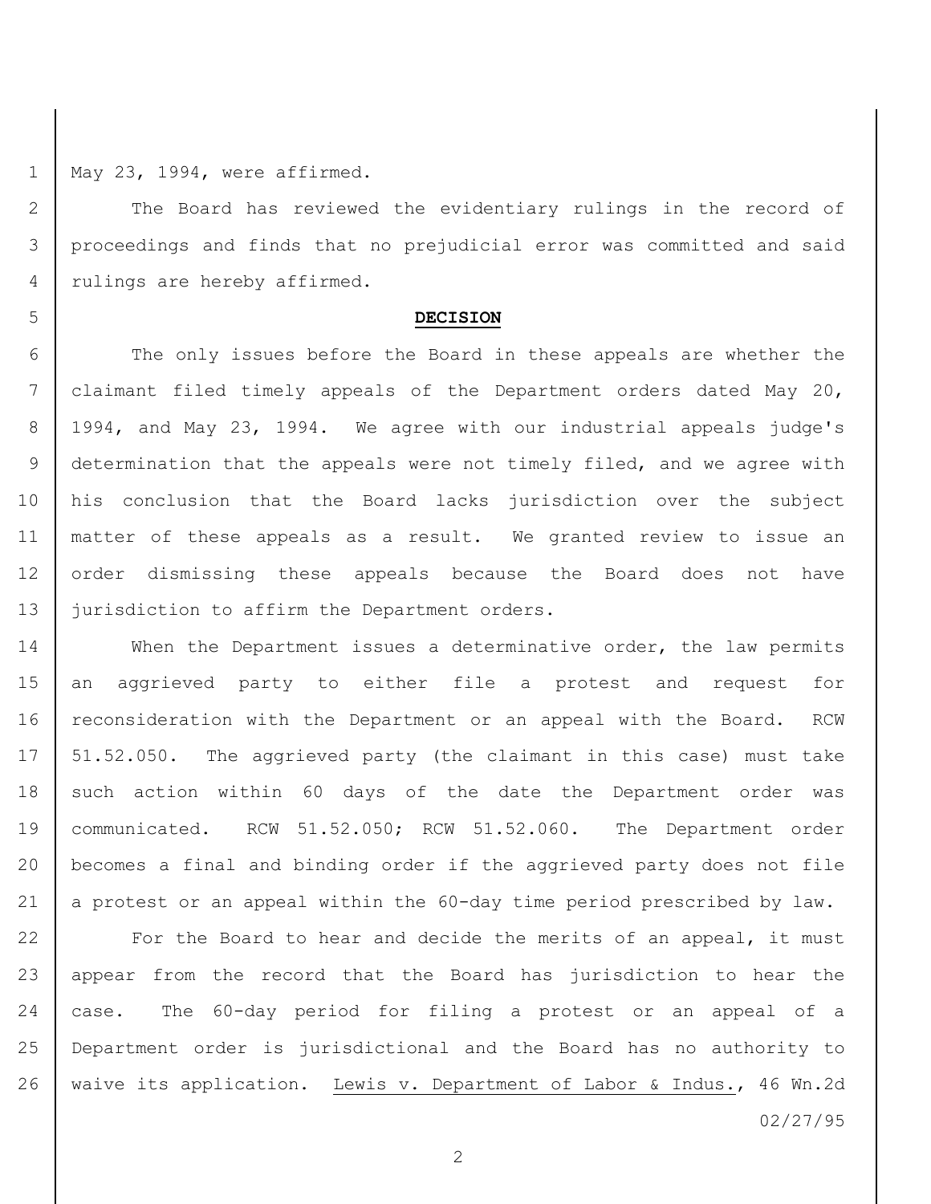May 23, 1994, were affirmed.

The Board has reviewed the evidentiary rulings in the record of proceedings and finds that no prejudicial error was committed and said rulings are hereby affirmed.

## DECISION

The only issues before the Board in these appeals are whether the claimant filed timely appeals of the Department orders dated May 20, 1994, and May 23, 1994. We agree with our industrial appeals judge's determination that the appeals were not timely filed, and we agree with his conclusion that the Board lacks jurisdiction over the subject matter of these appeals as a result. We granted review to issue an order dismissing these appeals because the Board does not have jurisdiction to affirm the Department orders.

When the Department issues a determinative order, the law permits an aggrieved party to either file a protest and request for reconsideration with the Department or an appeal with the Board. RCW 51.52.050. The aggrieved party (the claimant in this case) must take such action within 60 days of the date the Department order was communicated. RCW 51.52.050; RCW 51.52.060. The Department order becomes a final and binding order if the aggrieved party does not file a protest or an appeal within the 60-day time period prescribed by law.

For the Board to hear and decide the merits of an appeal, it must appear from the record that the Board has jurisdiction to hear the case. The 60-day period for filing a protest or an appeal of a Department order is jurisdictional and the Board has no authority to waive its application. Lewis v. Department of Labor & Indus., 46 Wn.2d

02/27/95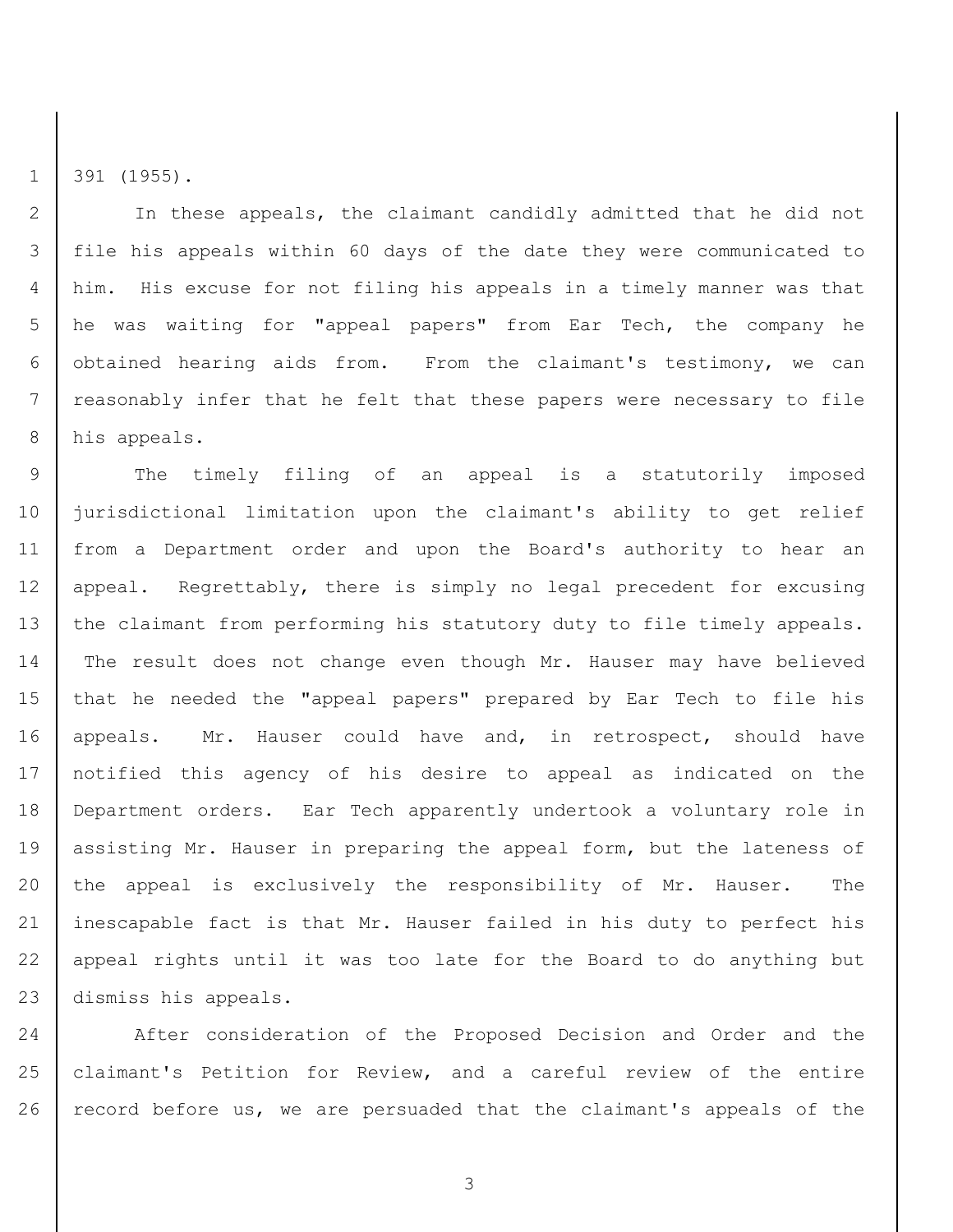391 (1955).

In these appeals, the claimant candidly admitted that he did not file his appeals within 60 days of the date they were communicated to him. His excuse for not filing his appeals in a timely manner was that he was waiting for "appeal papers" from Ear Tech, the company he obtained hearing aids from. From the claimant's testimony, we can reasonably infer that he felt that these papers were necessary to file his appeals.

The timely filing of an appeal is a statutorily imposed jurisdictional limitation upon the claimant's ability to get relief from a Department order and upon the Board's authority to hear an appeal. Regrettably, there is simply no legal precedent for excusing the claimant from performing his statutory duty to file timely appeals. The result does not change even though Mr. Hauser may have believed that he needed the "appeal papers" prepared by Ear Tech to file his appeals. Mr. Hauser could have and, in retrospect, should have notified this agency of his desire to appeal as indicated on the Department orders. Ear Tech apparently undertook a voluntary role in assisting Mr. Hauser in preparing the appeal form, but the lateness of the appeal is exclusively the responsibility of Mr. Hauser. The inescapable fact is that Mr. Hauser failed in his duty to perfect his appeal rights until it was too late for the Board to do anything but dismiss his appeals.

After consideration of the Proposed Decision and Order and the claimant's Petition for Review, and a careful review of the entire record before us, we are persuaded that the claimant's appeals of the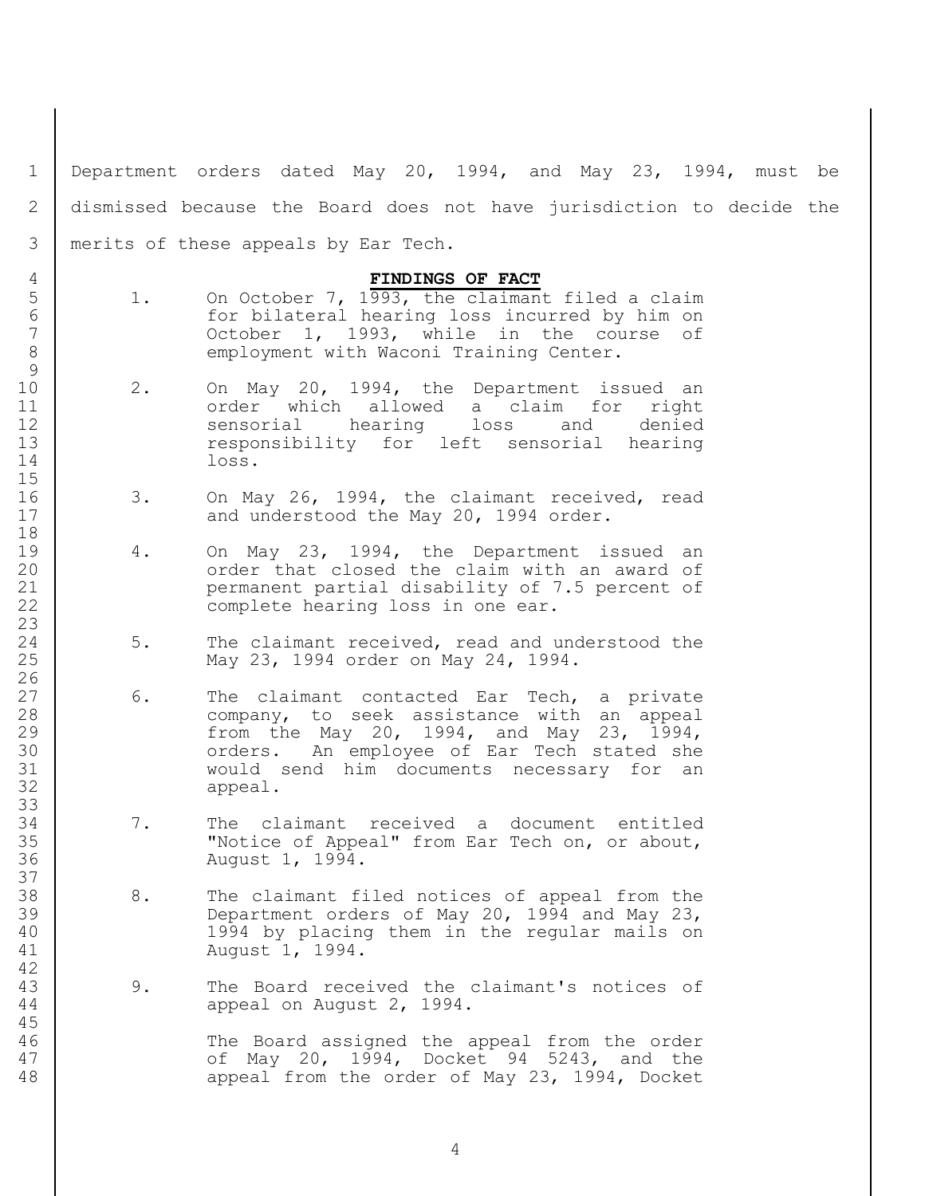Department orders dated May 20, 1994, and May 23, 1994, must be dismissed because the Board does not have jurisdiction to decide the merits of these appeals by Ear Tech.

**FINDINGS OF FACT**

1. On October 7, 1993, the claimant filed a claim for bilateral hearing loss incurred by him on October 1, 1993, while in the course of employment with Waconi Training Center.

2. On May 20, 1994, the Department issued an order which allowed a claim for right sensorial hearing loss and denied responsibility for left sensorial hearing loss.

3. On May 26, 1994, the claimant received, read and understood the May 20, 1994 order.

4. On May 23, 1994, the Department issued an order that closed the claim with an award of permanent partial disability of 7.5 percent of complete hearing loss in one ear.

5. The claimant received, read and understood the May 23, 1994 order on May 24, 1994.

6. The claimant contacted Ear Tech, a private company, to seek assistance with an appeal from the May 20, 1994, and May 23, 1994, orders. An employee of Ear Tech stated she would send him documents necessary for an appeal.

7. The claimant received a document entitled "Notice of Appeal" from Ear Tech on, or about, August 1, 1994.

8. The claimant filed notices of appeal from the Department orders of May 20, 1994 and May 23, 1994 by placing them in the regular mails on August 1, 1994.

9. The Board received the claimant's notices of appeal on August 2, 1994.

   The Board assigned the appeal from the order of May 20, 1994, Docket 94 5243, and the appeal from the order of May 23, 1994, Docket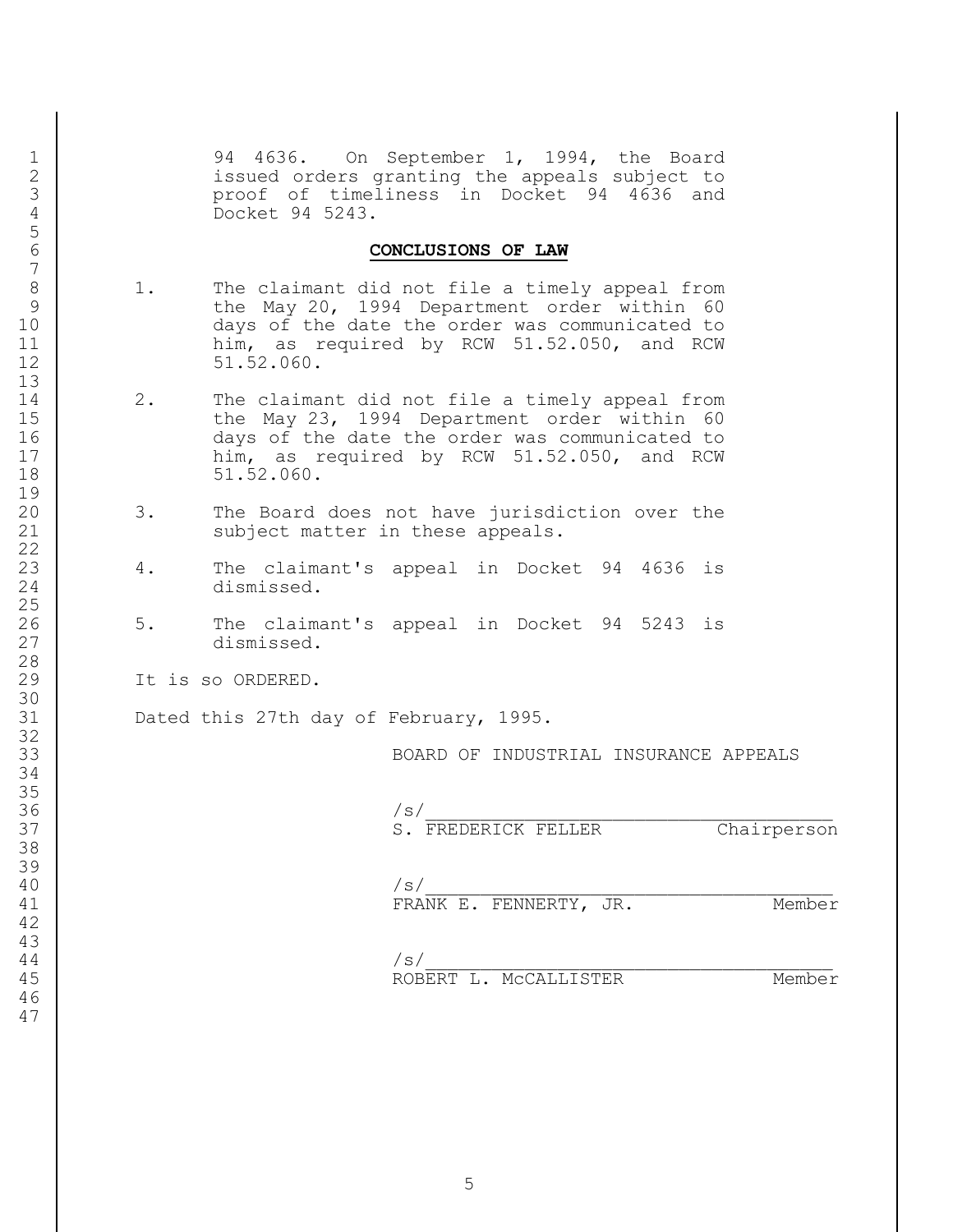94 4636. On September 1, 1994, the Board issued orders granting the appeals subject to proof of timeliness in Docket 94 4636 and Docket 94 5243.

## CONCLUSIONS OF LAW

1. The claimant did not file a timely appeal from the May 20, 1994 Department order within 60 days of the date the order was communicated to him, as required by RCW 51.52.050, and RCW 51.52.060.

2. The claimant did not file a timely appeal from the May 23, 1994 Department order within 60 days of the date the order was communicated to him, as required by RCW 51.52.050, and RCW 51.52.060.

3. The Board does not have jurisdiction over the subject matter in these appeals.

4. The claimant's appeal in Docket 94 4636 is dismissed.

5. The claimant's appeal in Docket 94 5243 is dismissed.

It is so ORDERED.

Dated this 27th day of February, 1995.

BOARD OF INDUSTRIAL INSURANCE APPEALS

/s/
S. FREDERICK FELLER Chairperson

/s/
FRANK E. FENNERTY, JR. Member

/s/
ROBERT L. McCALLISTER Member